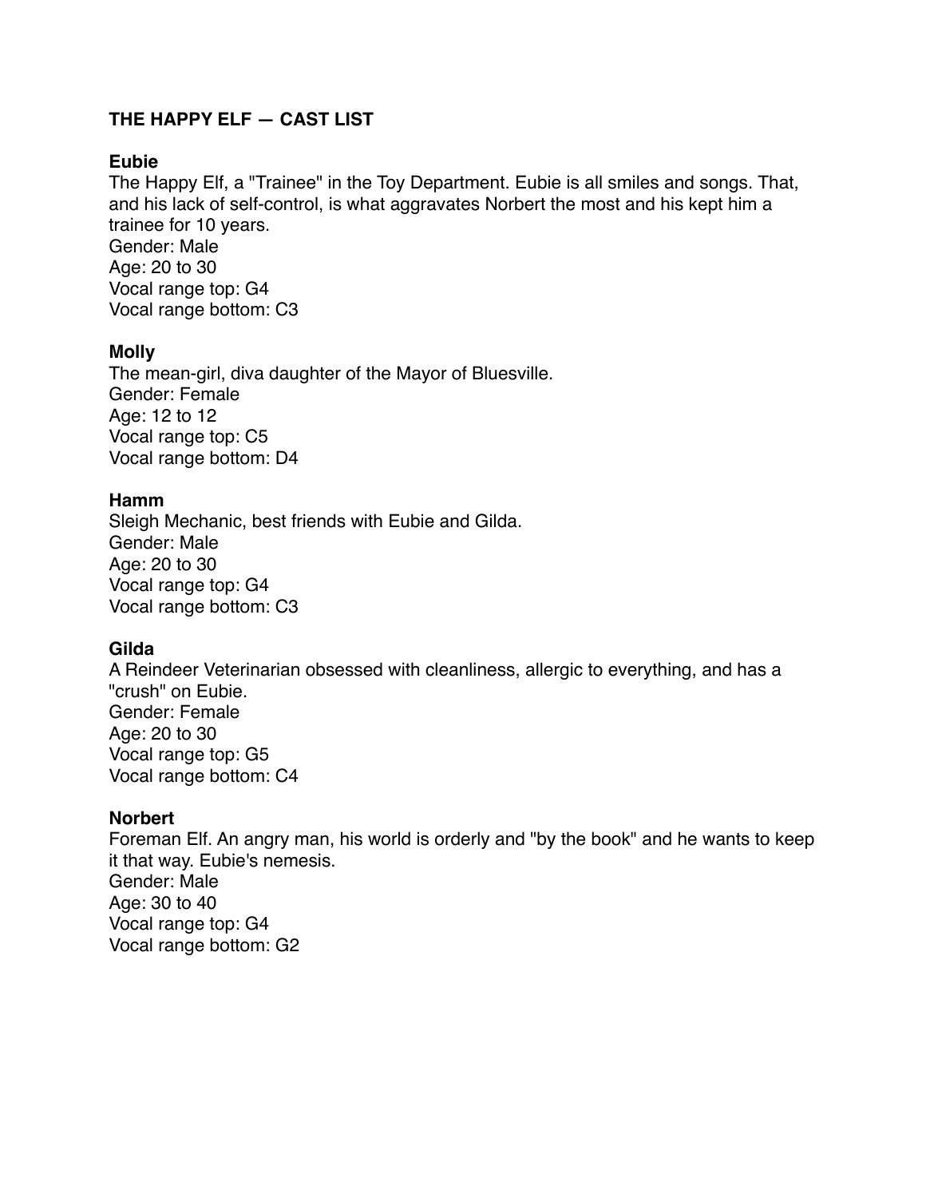**THE HAPPY ELF — CAST LIST**

**Eubie**
The Happy Elf, a "Trainee" in the Toy Department. Eubie is all smiles and songs. That, and his lack of self-control, is what aggravates Norbert the most and his kept him a trainee for 10 years.
Gender: Male
Age: 20 to 30
Vocal range top: G4
Vocal range bottom: C3

**Molly**
The mean-girl, diva daughter of the Mayor of Bluesville.
Gender: Female
Age: 12 to 12
Vocal range top: C5
Vocal range bottom: D4

**Hamm**
Sleigh Mechanic, best friends with Eubie and Gilda.
Gender: Male
Age: 20 to 30
Vocal range top: G4
Vocal range bottom: C3

**Gilda**
A Reindeer Veterinarian obsessed with cleanliness, allergic to everything, and has a "crush" on Eubie.
Gender: Female
Age: 20 to 30
Vocal range top: G5
Vocal range bottom: C4

**Norbert**
Foreman Elf. An angry man, his world is orderly and "by the book" and he wants to keep it that way. Eubie's nemesis.
Gender: Male
Age: 30 to 40
Vocal range top: G4
Vocal range bottom: G2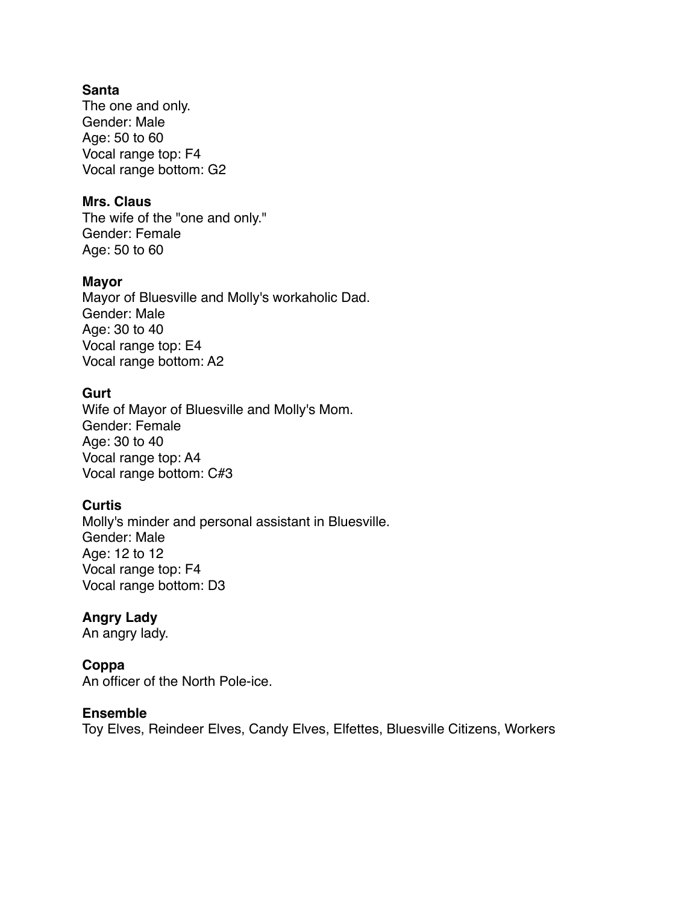**Santa**
The one and only.
Gender: Male
Age: 50 to 60
Vocal range top: F4
Vocal range bottom: G2

**Mrs. Claus**
The wife of the "one and only."
Gender: Female
Age: 50 to 60

**Mayor**
Mayor of Bluesville and Molly's workaholic Dad.
Gender: Male
Age: 30 to 40
Vocal range top: E4
Vocal range bottom: A2

**Gurt**
Wife of Mayor of Bluesville and Molly's Mom.
Gender: Female
Age: 30 to 40
Vocal range top: A4
Vocal range bottom: C#3

**Curtis**
Molly's minder and personal assistant in Bluesville.
Gender: Male
Age: 12 to 12
Vocal range top: F4
Vocal range bottom: D3

**Angry Lady**
An angry lady.

**Coppa**
An officer of the North Pole-ice.

**Ensemble**
Toy Elves, Reindeer Elves, Candy Elves, Elfettes, Bluesville Citizens, Workers